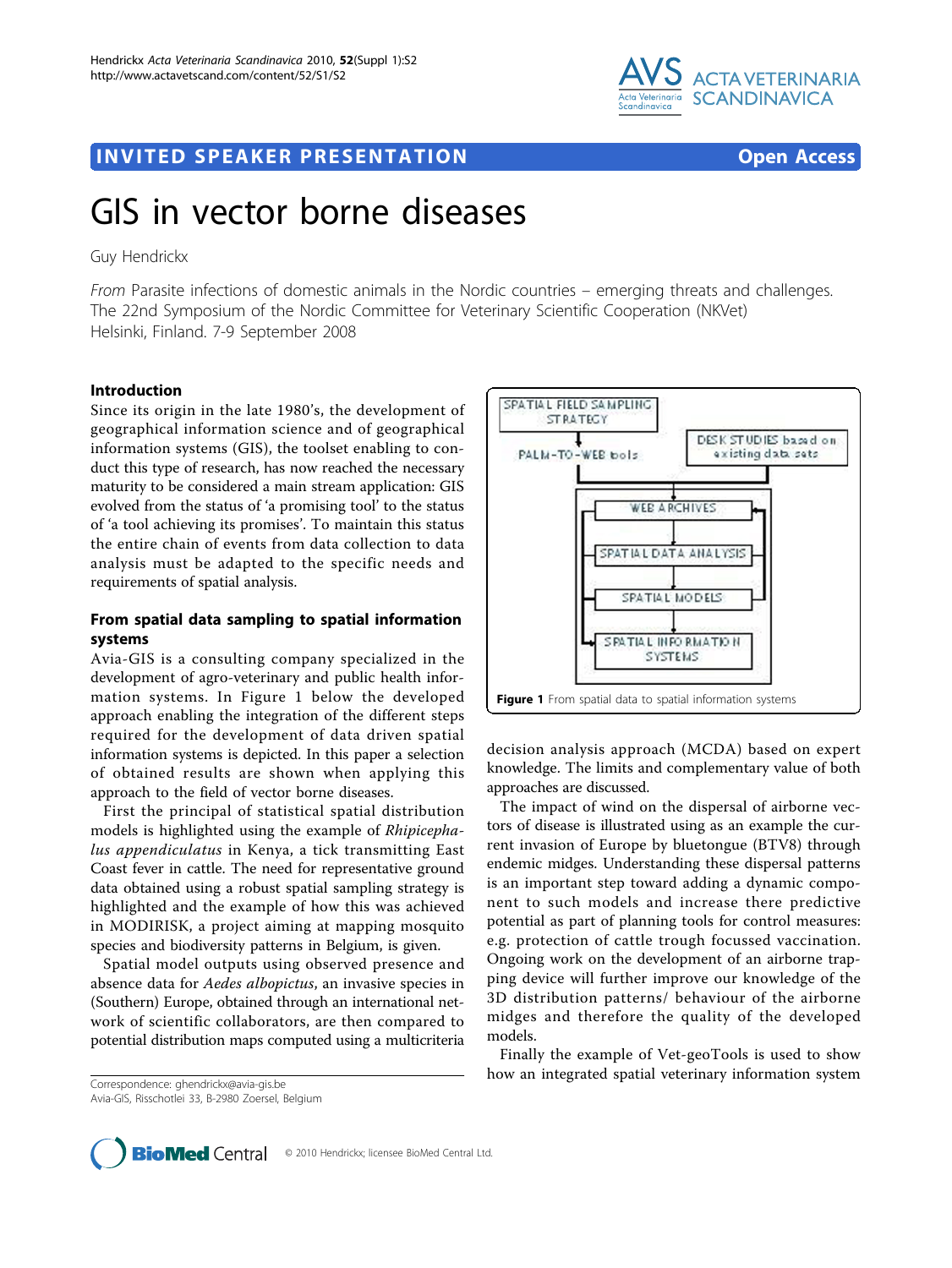INVITED SPEAKER PRESENTATION

Open Access

# GIS in vector borne diseases

Guy Hendrickx

*From* Parasite infections of domestic animals in the Nordic countries – emerging threats and challenges. The 22nd Symposium of the Nordic Committee for Veterinary Scientific Cooperation (NKVet)
Helsinki, Finland. 7-9 September 2008

## Introduction

Since its origin in the late 1980's, the development of geographical information science and of geographical information systems (GIS), the toolset enabling to conduct this type of research, has now reached the necessary maturity to be considered a main stream application: GIS evolved from the status of 'a promising tool' to the status of 'a tool achieving its promises'. To maintain this status the entire chain of events from data collection to data analysis must be adapted to the specific needs and requirements of spatial analysis.

## From spatial data sampling to spatial information systems

Avia-GIS is a consulting company specialized in the development of agro-veterinary and public health information systems. In Figure 1 below the developed approach enabling the integration of the different steps required for the development of data driven spatial information systems is depicted. In this paper a selection of obtained results are shown when applying this approach to the field of vector borne diseases.

First the principal of statistical spatial distribution models is highlighted using the example of *Rhipicephalus appendiculatus* in Kenya, a tick transmitting East Coast fever in cattle. The need for representative ground data obtained using a robust spatial sampling strategy is highlighted and the example of how this was achieved in MODIRISK, a project aiming at mapping mosquito species and biodiversity patterns in Belgium, is given.

Spatial model outputs using observed presence and absence data for *Aedes albopictus*, an invasive species in (Southern) Europe, obtained through an international network of scientific collaborators, are then compared to potential distribution maps computed using a multicriteria decision analysis approach (MCDA) based on expert knowledge. The limits and complementary value of both approaches are discussed.

SPATIAL FIELD SAMPLING STRATEGY → PALM-TO-WEB tools; DESK STUDIES based on existing data sets → WEB ARCHIVES → SPATIAL DATA ANALYSIS → SPATIAL MODELS → SPATIAL INFORMATION SYSTEMS

**Figure 1** From spatial data to spatial information systems

The impact of wind on the dispersal of airborne vectors of disease is illustrated using as an example the current invasion of Europe by bluetongue (BTV8) through endemic midges. Understanding these dispersal patterns is an important step toward adding a dynamic component to such models and increase their predictive potential as part of planning tools for control measures: e.g. protection of cattle trough focussed vaccination. Ongoing work on the development of an airborne trapping device will further improve our knowledge of the 3D distribution patterns/ behaviour of the airborne midges and therefore the quality of the developed models.

Finally the example of Vet-geoTools is used to show how an integrated spatial veterinary information system

Correspondence: ghendrickx@avia-gis.be
Avia-GIS, Risschotlei 33, B-2980 Zoersel, Belgium

© 2010 Hendrickx; licensee BioMed Central Ltd.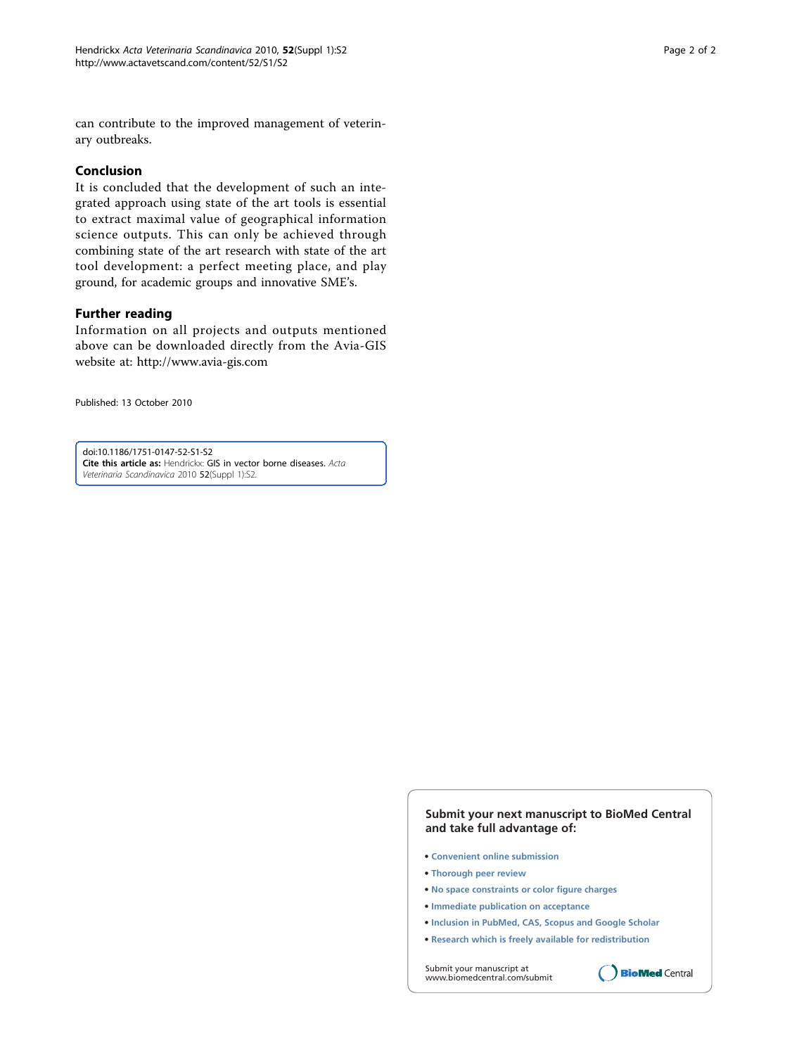can contribute to the improved management of veterinary outbreaks.

## Conclusion

It is concluded that the development of such an integrated approach using state of the art tools is essential to extract maximal value of geographical information science outputs. This can only be achieved through combining state of the art research with state of the art tool development: a perfect meeting place, and play ground, for academic groups and innovative SME's.

## Further reading

Information on all projects and outputs mentioned above can be downloaded directly from the Avia-GIS website at: http://www.avia-gis.com

Published: 13 October 2010

doi:10.1186/1751-0147-52-S1-S2
**Cite this article as:** Hendrickx: GIS in vector borne diseases. *Acta Veterinaria Scandinavica* 2010 **52**(Suppl 1):S2.

**Submit your next manuscript to BioMed Central and take full advantage of:**

- Convenient online submission
- Thorough peer review
- No space constraints or color figure charges
- Immediate publication on acceptance
- Inclusion in PubMed, CAS, Scopus and Google Scholar
- Research which is freely available for redistribution

Submit your manuscript at
www.biomedcentral.com/submit

BioMed Central